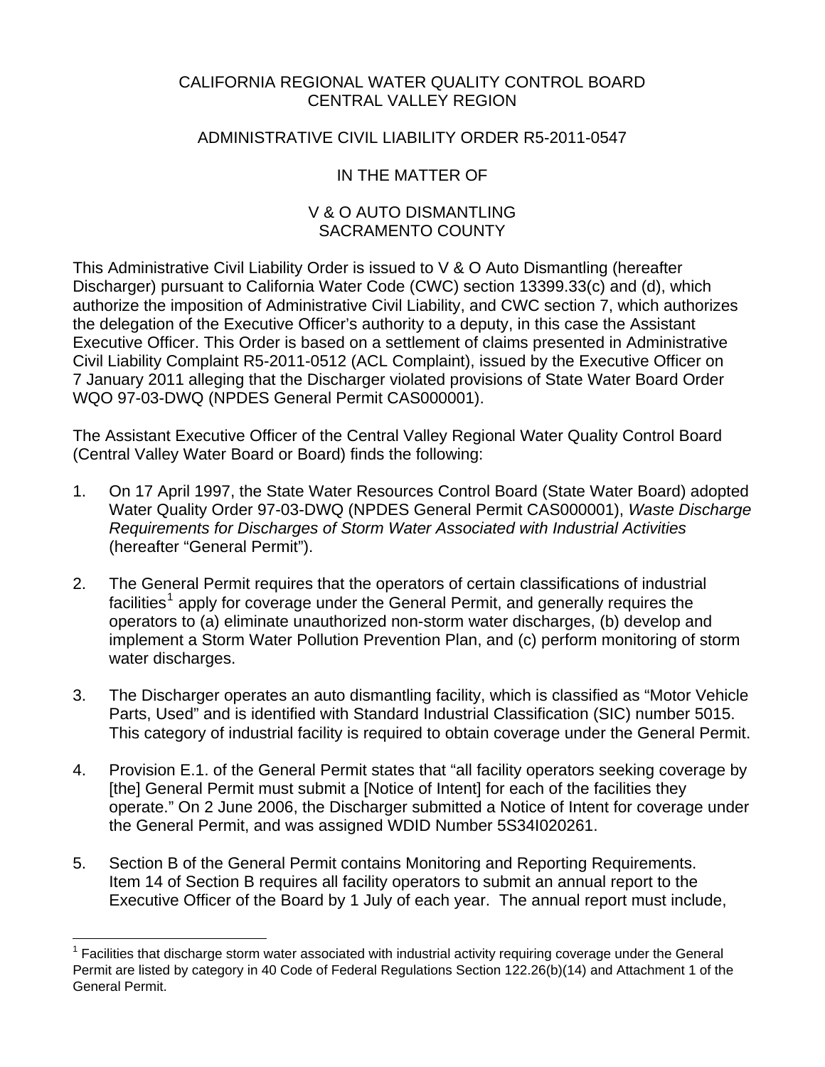CALIFORNIA REGIONAL WATER QUALITY CONTROL BOARD
CENTRAL VALLEY REGION

ADMINISTRATIVE CIVIL LIABILITY ORDER R5-2011-0547

IN THE MATTER OF

V & O AUTO DISMANTLING
SACRAMENTO COUNTY

This Administrative Civil Liability Order is issued to V & O Auto Dismantling (hereafter Discharger) pursuant to California Water Code (CWC) section 13399.33(c) and (d), which authorize the imposition of Administrative Civil Liability, and CWC section 7, which authorizes the delegation of the Executive Officer's authority to a deputy, in this case the Assistant Executive Officer. This Order is based on a settlement of claims presented in Administrative Civil Liability Complaint R5-2011-0512 (ACL Complaint), issued by the Executive Officer on 7 January 2011 alleging that the Discharger violated provisions of State Water Board Order WQO 97-03-DWQ (NPDES General Permit CAS000001).

The Assistant Executive Officer of the Central Valley Regional Water Quality Control Board (Central Valley Water Board or Board) finds the following:

1. On 17 April 1997, the State Water Resources Control Board (State Water Board) adopted Water Quality Order 97-03-DWQ (NPDES General Permit CAS000001), *Waste Discharge Requirements for Discharges of Storm Water Associated with Industrial Activities* (hereafter "General Permit").

2. The General Permit requires that the operators of certain classifications of industrial facilities[1] apply for coverage under the General Permit, and generally requires the operators to (a) eliminate unauthorized non-storm water discharges, (b) develop and implement a Storm Water Pollution Prevention Plan, and (c) perform monitoring of storm water discharges.

3. The Discharger operates an auto dismantling facility, which is classified as "Motor Vehicle Parts, Used" and is identified with Standard Industrial Classification (SIC) number 5015. This category of industrial facility is required to obtain coverage under the General Permit.

4. Provision E.1. of the General Permit states that "all facility operators seeking coverage by [the] General Permit must submit a [Notice of Intent] for each of the facilities they operate." On 2 June 2006, the Discharger submitted a Notice of Intent for coverage under the General Permit, and was assigned WDID Number 5S34I020261.

5. Section B of the General Permit contains Monitoring and Reporting Requirements. Item 14 of Section B requires all facility operators to submit an annual report to the Executive Officer of the Board by 1 July of each year. The annual report must include,

[1] Facilities that discharge storm water associated with industrial activity requiring coverage under the General Permit are listed by category in 40 Code of Federal Regulations Section 122.26(b)(14) and Attachment 1 of the General Permit.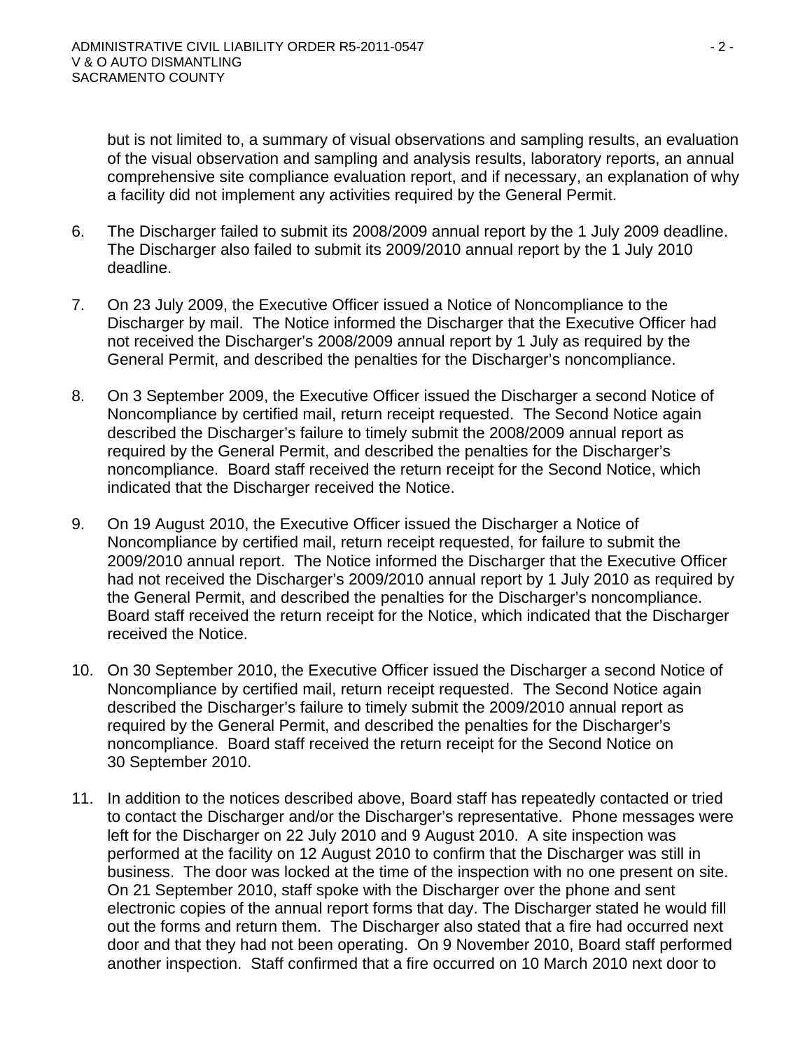but is not limited to, a summary of visual observations and sampling results, an evaluation of the visual observation and sampling and analysis results, laboratory reports, an annual comprehensive site compliance evaluation report, and if necessary, an explanation of why a facility did not implement any activities required by the General Permit.

6. The Discharger failed to submit its 2008/2009 annual report by the 1 July 2009 deadline. The Discharger also failed to submit its 2009/2010 annual report by the 1 July 2010 deadline.

7. On 23 July 2009, the Executive Officer issued a Notice of Noncompliance to the Discharger by mail. The Notice informed the Discharger that the Executive Officer had not received the Discharger's 2008/2009 annual report by 1 July as required by the General Permit, and described the penalties for the Discharger's noncompliance.

8. On 3 September 2009, the Executive Officer issued the Discharger a second Notice of Noncompliance by certified mail, return receipt requested. The Second Notice again described the Discharger's failure to timely submit the 2008/2009 annual report as required by the General Permit, and described the penalties for the Discharger's noncompliance. Board staff received the return receipt for the Second Notice, which indicated that the Discharger received the Notice.

9. On 19 August 2010, the Executive Officer issued the Discharger a Notice of Noncompliance by certified mail, return receipt requested, for failure to submit the 2009/2010 annual report. The Notice informed the Discharger that the Executive Officer had not received the Discharger's 2009/2010 annual report by 1 July 2010 as required by the General Permit, and described the penalties for the Discharger's noncompliance. Board staff received the return receipt for the Notice, which indicated that the Discharger received the Notice.

10. On 30 September 2010, the Executive Officer issued the Discharger a second Notice of Noncompliance by certified mail, return receipt requested. The Second Notice again described the Discharger's failure to timely submit the 2009/2010 annual report as required by the General Permit, and described the penalties for the Discharger's noncompliance. Board staff received the return receipt for the Second Notice on 30 September 2010.

11. In addition to the notices described above, Board staff has repeatedly contacted or tried to contact the Discharger and/or the Discharger's representative. Phone messages were left for the Discharger on 22 July 2010 and 9 August 2010. A site inspection was performed at the facility on 12 August 2010 to confirm that the Discharger was still in business. The door was locked at the time of the inspection with no one present on site. On 21 September 2010, staff spoke with the Discharger over the phone and sent electronic copies of the annual report forms that day. The Discharger stated he would fill out the forms and return them. The Discharger also stated that a fire had occurred next door and that they had not been operating. On 9 November 2010, Board staff performed another inspection. Staff confirmed that a fire occurred on 10 March 2010 next door to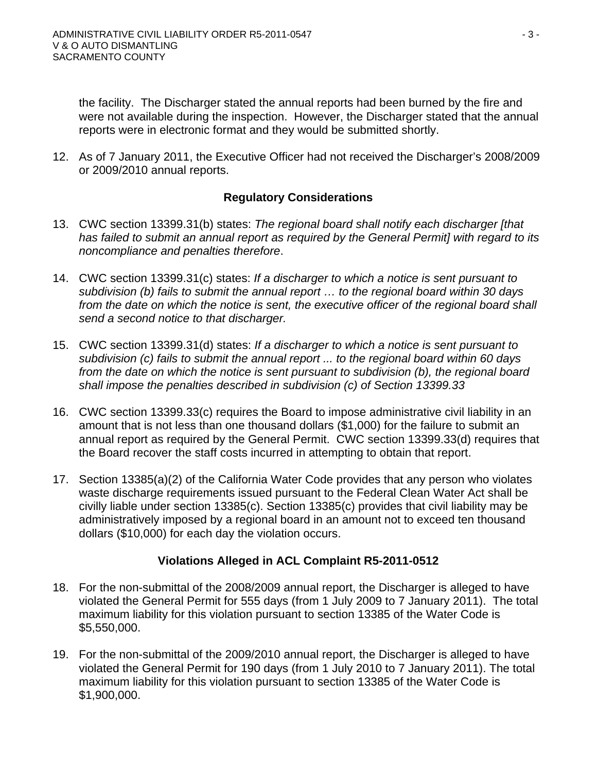the facility. The Discharger stated the annual reports had been burned by the fire and were not available during the inspection. However, the Discharger stated that the annual reports were in electronic format and they would be submitted shortly.

12. As of 7 January 2011, the Executive Officer had not received the Discharger's 2008/2009 or 2009/2010 annual reports.

## Regulatory Considerations

13. CWC section 13399.31(b) states: *The regional board shall notify each discharger [that has failed to submit an annual report as required by the General Permit] with regard to its noncompliance and penalties therefore*.

14. CWC section 13399.31(c) states: *If a discharger to which a notice is sent pursuant to subdivision (b) fails to submit the annual report … to the regional board within 30 days from the date on which the notice is sent, the executive officer of the regional board shall send a second notice to that discharger.*

15. CWC section 13399.31(d) states: *If a discharger to which a notice is sent pursuant to subdivision (c) fails to submit the annual report ... to the regional board within 60 days from the date on which the notice is sent pursuant to subdivision (b), the regional board shall impose the penalties described in subdivision (c) of Section 13399.33*

16. CWC section 13399.33(c) requires the Board to impose administrative civil liability in an amount that is not less than one thousand dollars ($1,000) for the failure to submit an annual report as required by the General Permit. CWC section 13399.33(d) requires that the Board recover the staff costs incurred in attempting to obtain that report.

17. Section 13385(a)(2) of the California Water Code provides that any person who violates waste discharge requirements issued pursuant to the Federal Clean Water Act shall be civilly liable under section 13385(c). Section 13385(c) provides that civil liability may be administratively imposed by a regional board in an amount not to exceed ten thousand dollars ($10,000) for each day the violation occurs.

## Violations Alleged in ACL Complaint R5-2011-0512

18. For the non-submittal of the 2008/2009 annual report, the Discharger is alleged to have violated the General Permit for 555 days (from 1 July 2009 to 7 January 2011). The total maximum liability for this violation pursuant to section 13385 of the Water Code is $5,550,000.

19. For the non-submittal of the 2009/2010 annual report, the Discharger is alleged to have violated the General Permit for 190 days (from 1 July 2010 to 7 January 2011). The total maximum liability for this violation pursuant to section 13385 of the Water Code is $1,900,000.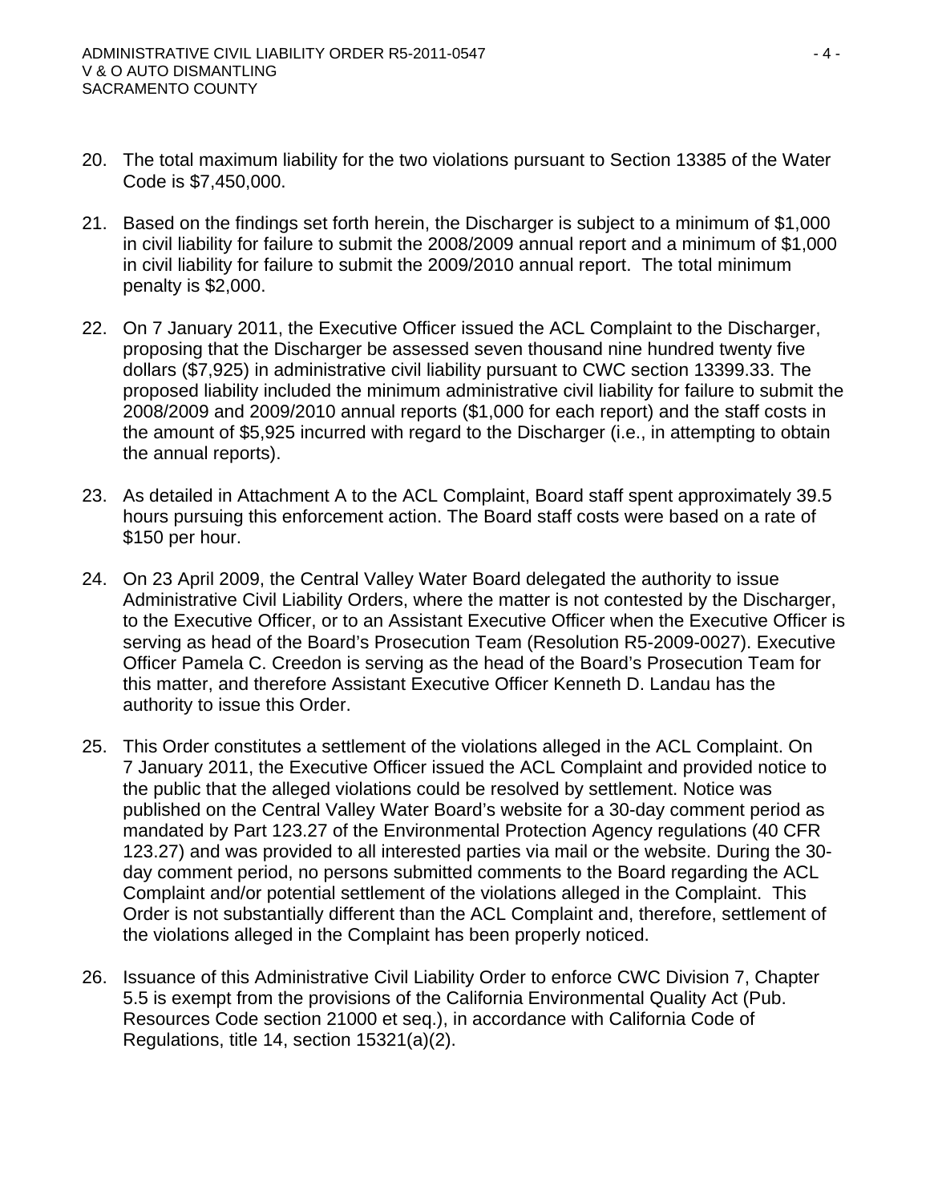20. The total maximum liability for the two violations pursuant to Section 13385 of the Water Code is $7,450,000.

21. Based on the findings set forth herein, the Discharger is subject to a minimum of $1,000 in civil liability for failure to submit the 2008/2009 annual report and a minimum of $1,000 in civil liability for failure to submit the 2009/2010 annual report. The total minimum penalty is $2,000.

22. On 7 January 2011, the Executive Officer issued the ACL Complaint to the Discharger, proposing that the Discharger be assessed seven thousand nine hundred twenty five dollars ($7,925) in administrative civil liability pursuant to CWC section 13399.33. The proposed liability included the minimum administrative civil liability for failure to submit the 2008/2009 and 2009/2010 annual reports ($1,000 for each report) and the staff costs in the amount of $5,925 incurred with regard to the Discharger (i.e., in attempting to obtain the annual reports).

23. As detailed in Attachment A to the ACL Complaint, Board staff spent approximately 39.5 hours pursuing this enforcement action. The Board staff costs were based on a rate of $150 per hour.

24. On 23 April 2009, the Central Valley Water Board delegated the authority to issue Administrative Civil Liability Orders, where the matter is not contested by the Discharger, to the Executive Officer, or to an Assistant Executive Officer when the Executive Officer is serving as head of the Board's Prosecution Team (Resolution R5-2009-0027). Executive Officer Pamela C. Creedon is serving as the head of the Board's Prosecution Team for this matter, and therefore Assistant Executive Officer Kenneth D. Landau has the authority to issue this Order.

25. This Order constitutes a settlement of the violations alleged in the ACL Complaint. On 7 January 2011, the Executive Officer issued the ACL Complaint and provided notice to the public that the alleged violations could be resolved by settlement. Notice was published on the Central Valley Water Board's website for a 30-day comment period as mandated by Part 123.27 of the Environmental Protection Agency regulations (40 CFR 123.27) and was provided to all interested parties via mail or the website. During the 30-day comment period, no persons submitted comments to the Board regarding the ACL Complaint and/or potential settlement of the violations alleged in the Complaint. This Order is not substantially different than the ACL Complaint and, therefore, settlement of the violations alleged in the Complaint has been properly noticed.

26. Issuance of this Administrative Civil Liability Order to enforce CWC Division 7, Chapter 5.5 is exempt from the provisions of the California Environmental Quality Act (Pub. Resources Code section 21000 et seq.), in accordance with California Code of Regulations, title 14, section 15321(a)(2).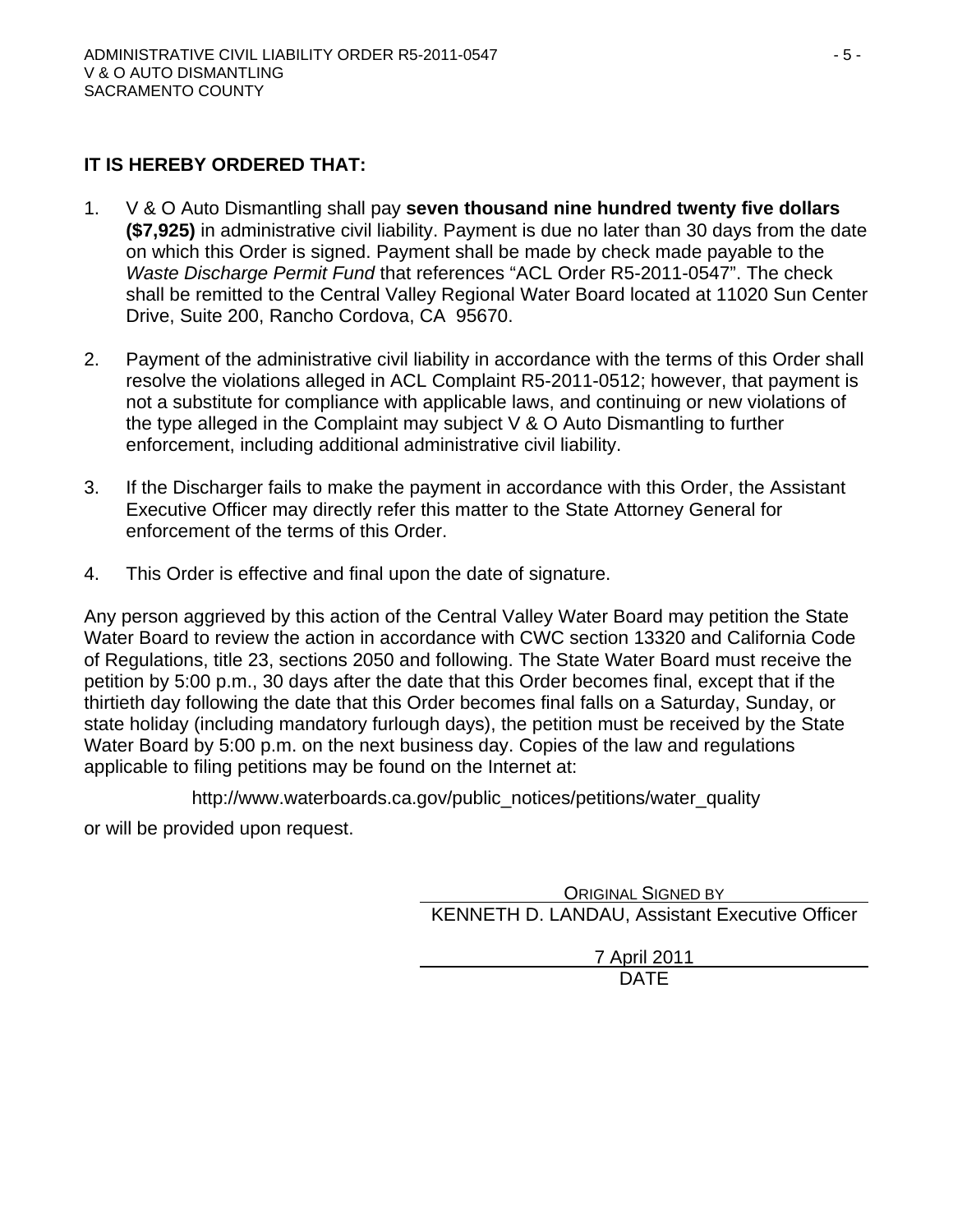**IT IS HEREBY ORDERED THAT:**

1. V & O Auto Dismantling shall pay **seven thousand nine hundred twenty five dollars ($7,925)** in administrative civil liability. Payment is due no later than 30 days from the date on which this Order is signed. Payment shall be made by check made payable to the *Waste Discharge Permit Fund* that references "ACL Order R5-2011-0547". The check shall be remitted to the Central Valley Regional Water Board located at 11020 Sun Center Drive, Suite 200, Rancho Cordova, CA 95670.

2. Payment of the administrative civil liability in accordance with the terms of this Order shall resolve the violations alleged in ACL Complaint R5-2011-0512; however, that payment is not a substitute for compliance with applicable laws, and continuing or new violations of the type alleged in the Complaint may subject V & O Auto Dismantling to further enforcement, including additional administrative civil liability.

3. If the Discharger fails to make the payment in accordance with this Order, the Assistant Executive Officer may directly refer this matter to the State Attorney General for enforcement of the terms of this Order.

4. This Order is effective and final upon the date of signature.

Any person aggrieved by this action of the Central Valley Water Board may petition the State Water Board to review the action in accordance with CWC section 13320 and California Code of Regulations, title 23, sections 2050 and following. The State Water Board must receive the petition by 5:00 p.m., 30 days after the date that this Order becomes final, except that if the thirtieth day following the date that this Order becomes final falls on a Saturday, Sunday, or state holiday (including mandatory furlough days), the petition must be received by the State Water Board by 5:00 p.m. on the next business day. Copies of the law and regulations applicable to filing petitions may be found on the Internet at:

http://www.waterboards.ca.gov/public_notices/petitions/water_quality

or will be provided upon request.

ORIGINAL SIGNED BY
KENNETH D. LANDAU, Assistant Executive Officer

7 April 2011
DATE